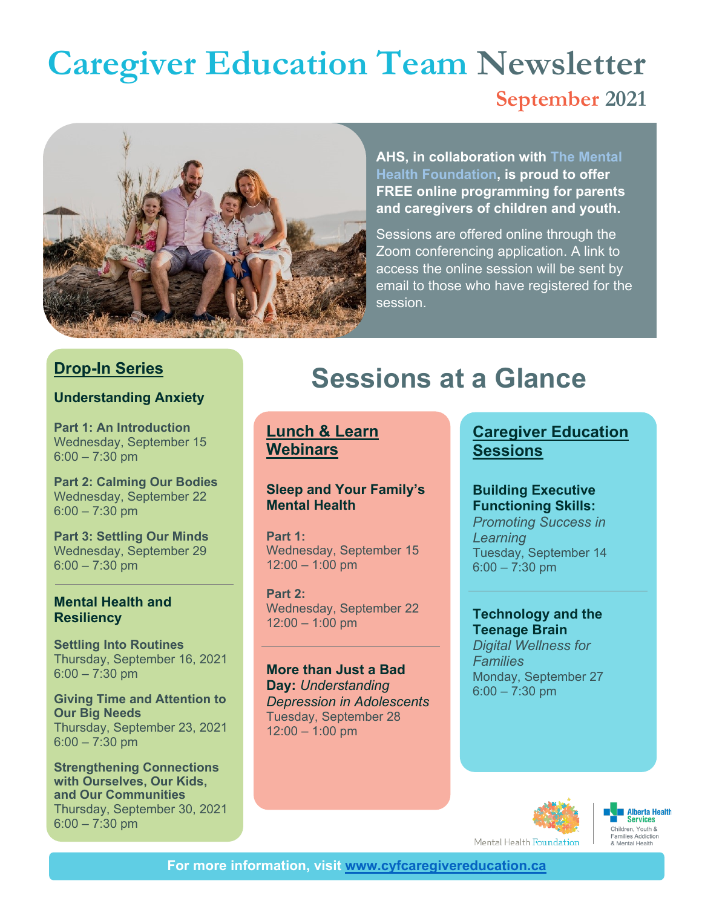# Caregiver Education Team Newsletter

## September 2021

**AHS, in collaboration with The Mental Health Foundation, is proud to offer FREE online programming for parents and caregivers of children and youth.**

Sessions are offered online through the Zoom conferencing application. A link to access the online session will be sent by email to those who have registered for the session.

## Sessions at a Glance

### Drop-In Series

**Understanding Anxiety**

**Part 1: An Introduction**
Wednesday, September 15
6:00 – 7:30 pm

**Part 2: Calming Our Bodies**
Wednesday, September 22
6:00 – 7:30 pm

**Part 3: Settling Our Minds**
Wednesday, September 29
6:00 – 7:30 pm

**Mental Health and Resiliency**

**Settling Into Routines**
Thursday, September 16, 2021
6:00 – 7:30 pm

**Giving Time and Attention to Our Big Needs**
Thursday, September 23, 2021
6:00 – 7:30 pm

**Strengthening Connections with Ourselves, Our Kids, and Our Communities**
Thursday, September 30, 2021
6:00 – 7:30 pm

### Lunch & Learn Webinars

**Sleep and Your Family's Mental Health**

**Part 1:**
Wednesday, September 15
12:00 – 1:00 pm

**Part 2:**
Wednesday, September 22
12:00 – 1:00 pm

**More than Just a Bad Day:** *Understanding Depression in Adolescents*
Tuesday, September 28
12:00 – 1:00 pm

### Caregiver Education Sessions

**Building Executive Functioning Skills:**
*Promoting Success in Learning*
Tuesday, September 14
6:00 – 7:30 pm

**Technology and the Teenage Brain**
*Digital Wellness for Families*
Monday, September 27
6:00 – 7:30 pm

Mental Health Foundation

Alberta Health Services
Children, Youth & Families Addiction & Mental Health

**For more information, visit www.cyfcaregivereducation.ca**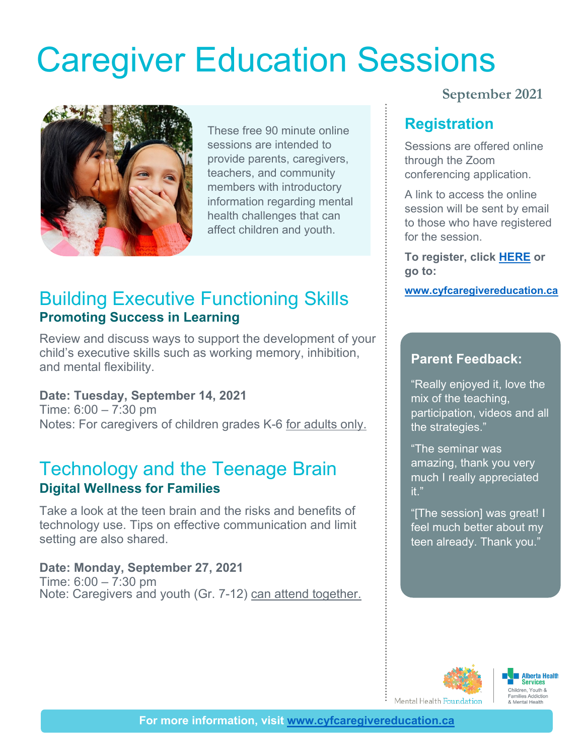# Caregiver Education Sessions

These free 90 minute online sessions are intended to provide parents, caregivers, teachers, and community members with introductory information regarding mental health challenges that can affect children and youth.

## Building Executive Functioning Skills

**Promoting Success in Learning**

Review and discuss ways to support the development of your child's executive skills such as working memory, inhibition, and mental flexibility.

**Date: Tuesday, September 14, 2021**
Time: 6:00 – 7:30 pm
Notes: For caregivers of children grades K-6 for adults only.

## Technology and the Teenage Brain

**Digital Wellness for Families**

Take a look at the teen brain and the risks and benefits of technology use. Tips on effective communication and limit setting are also shared.

**Date: Monday, September 27, 2021**
Time: 6:00 – 7:30 pm
Note: Caregivers and youth (Gr. 7-12) can attend together.

September 2021

## Registration

Sessions are offered online through the Zoom conferencing application.

A link to access the online session will be sent by email to those who have registered for the session.

**To register, click HERE or go to:**

**www.cyfcaregivereducation.ca**

### Parent Feedback:

"Really enjoyed it, love the mix of the teaching, participation, videos and all the strategies."

"The seminar was amazing, thank you very much I really appreciated it."

"[The session] was great! I feel much better about my teen already. Thank you."

Mental Health Foundation

Alberta Health Services
Children, Youth & Families Addiction & Mental Health

**For more information, visit www.cyfcaregivereducation.ca**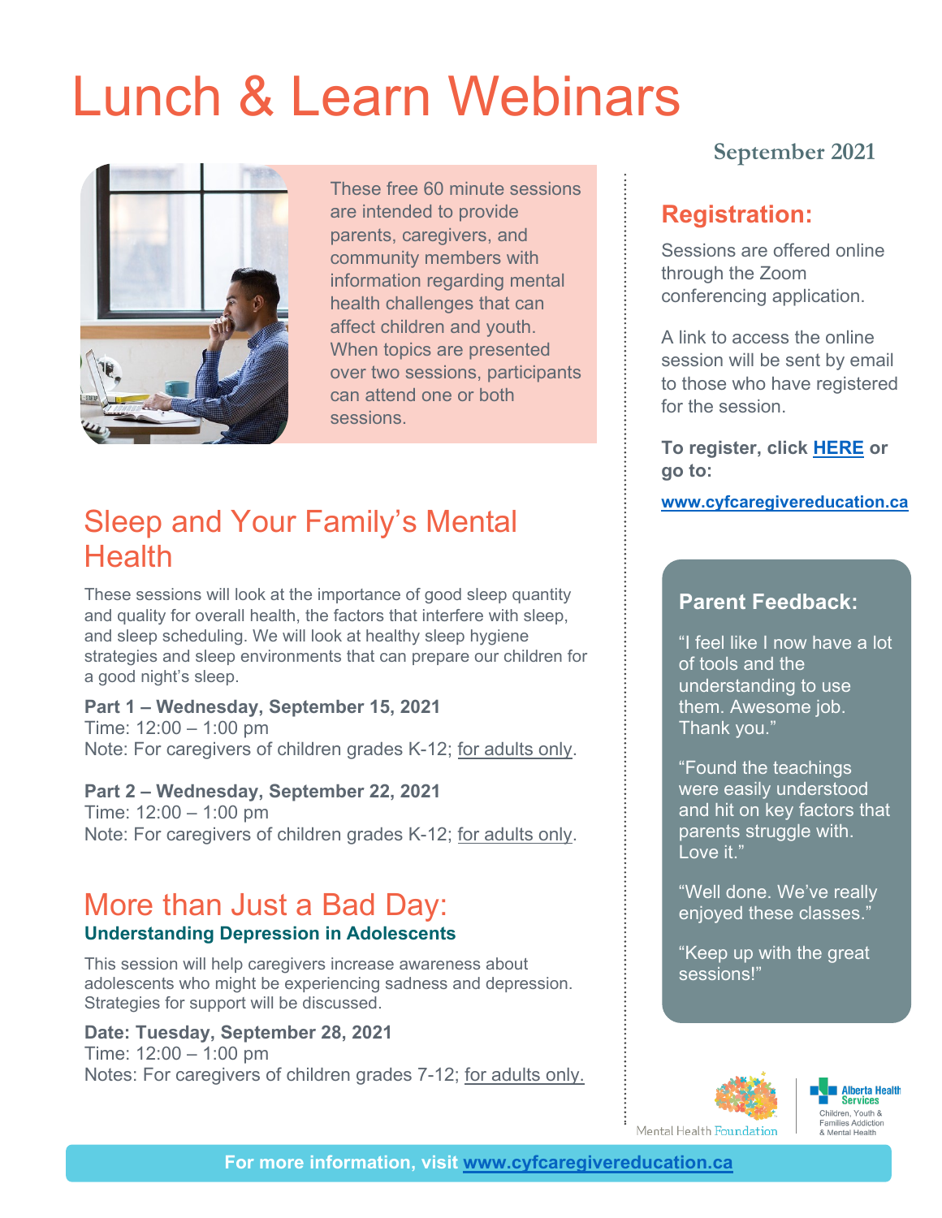# Lunch & Learn Webinars

September 2021

These free 60 minute sessions are intended to provide parents, caregivers, and community members with information regarding mental health challenges that can affect children and youth. When topics are presented over two sessions, participants can attend one or both sessions.

## Sleep and Your Family's Mental Health

These sessions will look at the importance of good sleep quantity and quality for overall health, the factors that interfere with sleep, and sleep scheduling. We will look at healthy sleep hygiene strategies and sleep environments that can prepare our children for a good night's sleep.

**Part 1 – Wednesday, September 15, 2021**
Time: 12:00 – 1:00 pm
Note: For caregivers of children grades K-12; for adults only.

**Part 2 – Wednesday, September 22, 2021**
Time: 12:00 – 1:00 pm
Note: For caregivers of children grades K-12; for adults only.

## More than Just a Bad Day:

**Understanding Depression in Adolescents**

This session will help caregivers increase awareness about adolescents who might be experiencing sadness and depression. Strategies for support will be discussed.

**Date: Tuesday, September 28, 2021**
Time: 12:00 – 1:00 pm
Notes: For caregivers of children grades 7-12; for adults only.

## Registration:

Sessions are offered online through the Zoom conferencing application.

A link to access the online session will be sent by email to those who have registered for the session.

**To register, click HERE or go to:**

**www.cyfcaregivereducation.ca**

### Parent Feedback:

"I feel like I now have a lot of tools and the understanding to use them. Awesome job. Thank you."

"Found the teachings were easily understood and hit on key factors that parents struggle with. Love it."

"Well done. We've really enjoyed these classes."

"Keep up with the great sessions!"

Mental Health Foundation

Alberta Health Services
Children, Youth & Families Addiction & Mental Health

**For more information, visit www.cyfcaregivereducation.ca**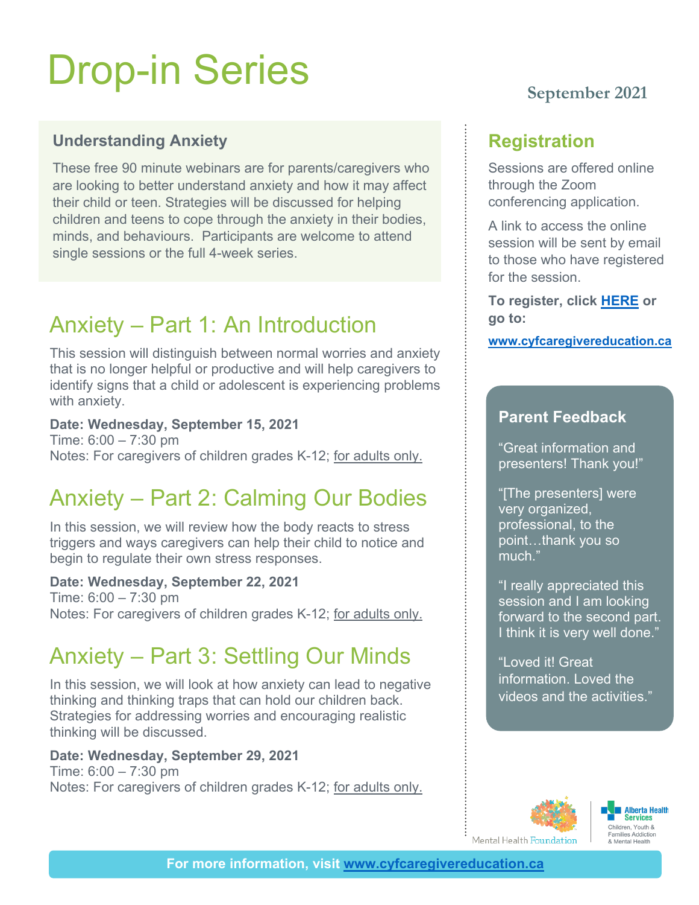# Drop-in Series

**September 2021**

### Understanding Anxiety

These free 90 minute webinars are for parents/caregivers who are looking to better understand anxiety and how it may affect their child or teen. Strategies will be discussed for helping children and teens to cope through the anxiety in their bodies, minds, and behaviours. Participants are welcome to attend single sessions or the full 4-week series.

## Anxiety – Part 1: An Introduction

This session will distinguish between normal worries and anxiety that is no longer helpful or productive and will help caregivers to identify signs that a child or adolescent is experiencing problems with anxiety.

**Date: Wednesday, September 15, 2021**
Time: 6:00 – 7:30 pm
Notes: For caregivers of children grades K-12; for adults only.

## Anxiety – Part 2: Calming Our Bodies

In this session, we will review how the body reacts to stress triggers and ways caregivers can help their child to notice and begin to regulate their own stress responses.

**Date: Wednesday, September 22, 2021**
Time: 6:00 – 7:30 pm
Notes: For caregivers of children grades K-12; for adults only.

## Anxiety – Part 3: Settling Our Minds

In this session, we will look at how anxiety can lead to negative thinking and thinking traps that can hold our children back. Strategies for addressing worries and encouraging realistic thinking will be discussed.

**Date: Wednesday, September 29, 2021**
Time: 6:00 – 7:30 pm
Notes: For caregivers of children grades K-12; for adults only.

## Registration

Sessions are offered online through the Zoom conferencing application.

A link to access the online session will be sent by email to those who have registered for the session.

**To register, click HERE or go to:**

**www.cyfcaregivereducation.ca**

### Parent Feedback

"Great information and presenters! Thank you!"

"[The presenters] were very organized, professional, to the point…thank you so much."

"I really appreciated this session and I am looking forward to the second part. I think it is very well done."

"Loved it! Great information. Loved the videos and the activities."

Mental Health Foundation

Alberta Health Services
Children, Youth & Families Addiction & Mental Health

**For more information, visit www.cyfcaregivereducation.ca**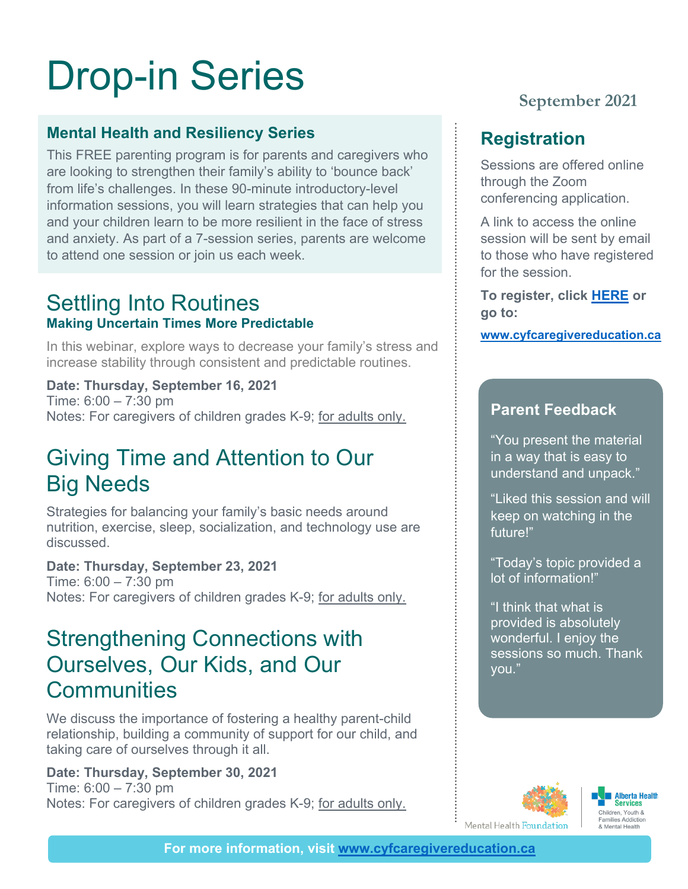# Drop-in Series

September 2021

## Mental Health and Resiliency Series

This FREE parenting program is for parents and caregivers who are looking to strengthen their family's ability to 'bounce back' from life's challenges. In these 90-minute introductory-level information sessions, you will learn strategies that can help you and your children learn to be more resilient in the face of stress and anxiety. As part of a 7-session series, parents are welcome to attend one session or join us each week.

## Settling Into Routines

**Making Uncertain Times More Predictable**

In this webinar, explore ways to decrease your family's stress and increase stability through consistent and predictable routines.

**Date: Thursday, September 16, 2021**
Time: 6:00 – 7:30 pm
Notes: For caregivers of children grades K-9; for adults only.

## Giving Time and Attention to Our Big Needs

Strategies for balancing your family's basic needs around nutrition, exercise, sleep, socialization, and technology use are discussed.

**Date: Thursday, September 23, 2021**
Time: 6:00 – 7:30 pm
Notes: For caregivers of children grades K-9; for adults only.

## Strengthening Connections with Ourselves, Our Kids, and Our Communities

We discuss the importance of fostering a healthy parent-child relationship, building a community of support for our child, and taking care of ourselves through it all.

**Date: Thursday, September 30, 2021**
Time: 6:00 – 7:30 pm
Notes: For caregivers of children grades K-9; for adults only.

## Registration

Sessions are offered online through the Zoom conferencing application.

A link to access the online session will be sent by email to those who have registered for the session.

**To register, click HERE or go to:**

**www.cyfcaregivereducation.ca**

## Parent Feedback

"You present the material in a way that is easy to understand and unpack."

"Liked this session and will keep on watching in the future!"

"Today's topic provided a lot of information!"

"I think that what is provided is absolutely wonderful. I enjoy the sessions so much. Thank you."

Mental Health Foundation

Alberta Health Services
Children, Youth & Families Addiction & Mental Health

**For more information, visit www.cyfcaregivereducation.ca**